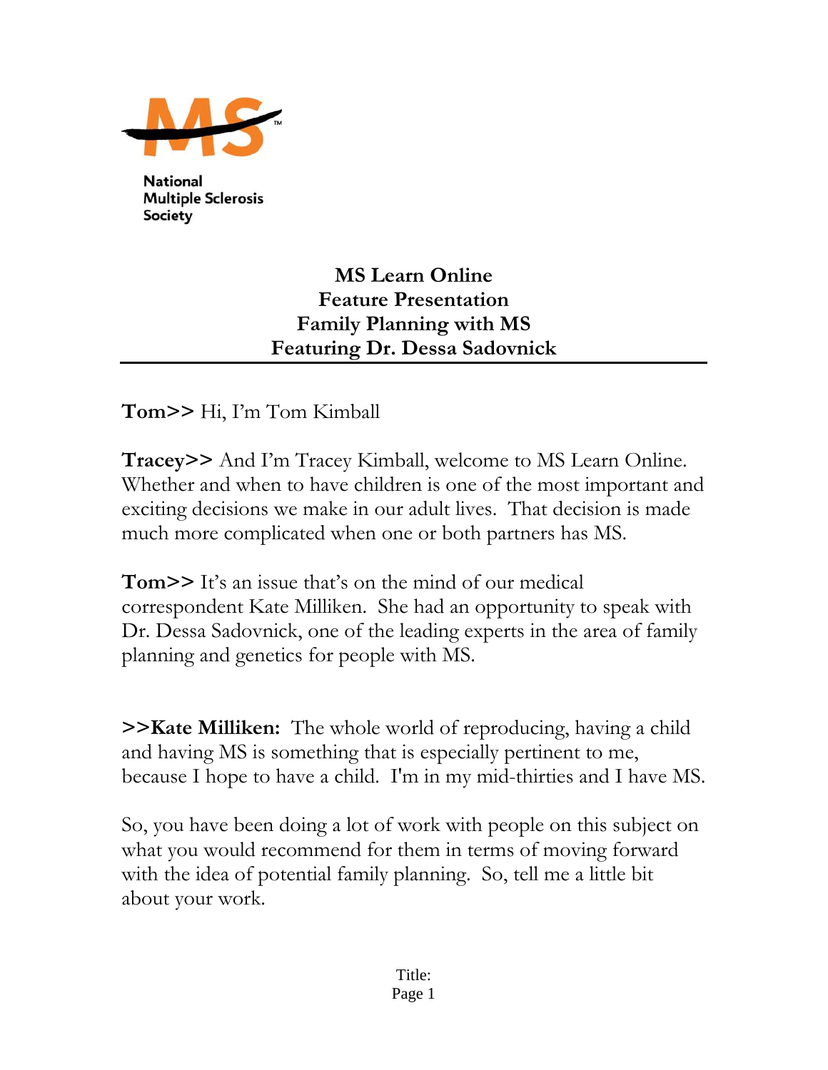National Multiple Sclerosis Society

# MS Learn Online
## Feature Presentation
## Family Planning with MS
## Featuring Dr. Dessa Sadovnick

---

**Tom>>** Hi, I'm Tom Kimball

**Tracey>>** And I'm Tracey Kimball, welcome to MS Learn Online. Whether and when to have children is one of the most important and exciting decisions we make in our adult lives. That decision is made much more complicated when one or both partners has MS.

**Tom>>** It's an issue that's on the mind of our medical correspondent Kate Milliken. She had an opportunity to speak with Dr. Dessa Sadovnick, one of the leading experts in the area of family planning and genetics for people with MS.

**>>Kate Milliken:** The whole world of reproducing, having a child and having MS is something that is especially pertinent to me, because I hope to have a child. I'm in my mid-thirties and I have MS.

So, you have been doing a lot of work with people on this subject on what you would recommend for them in terms of moving forward with the idea of potential family planning. So, tell me a little bit about your work.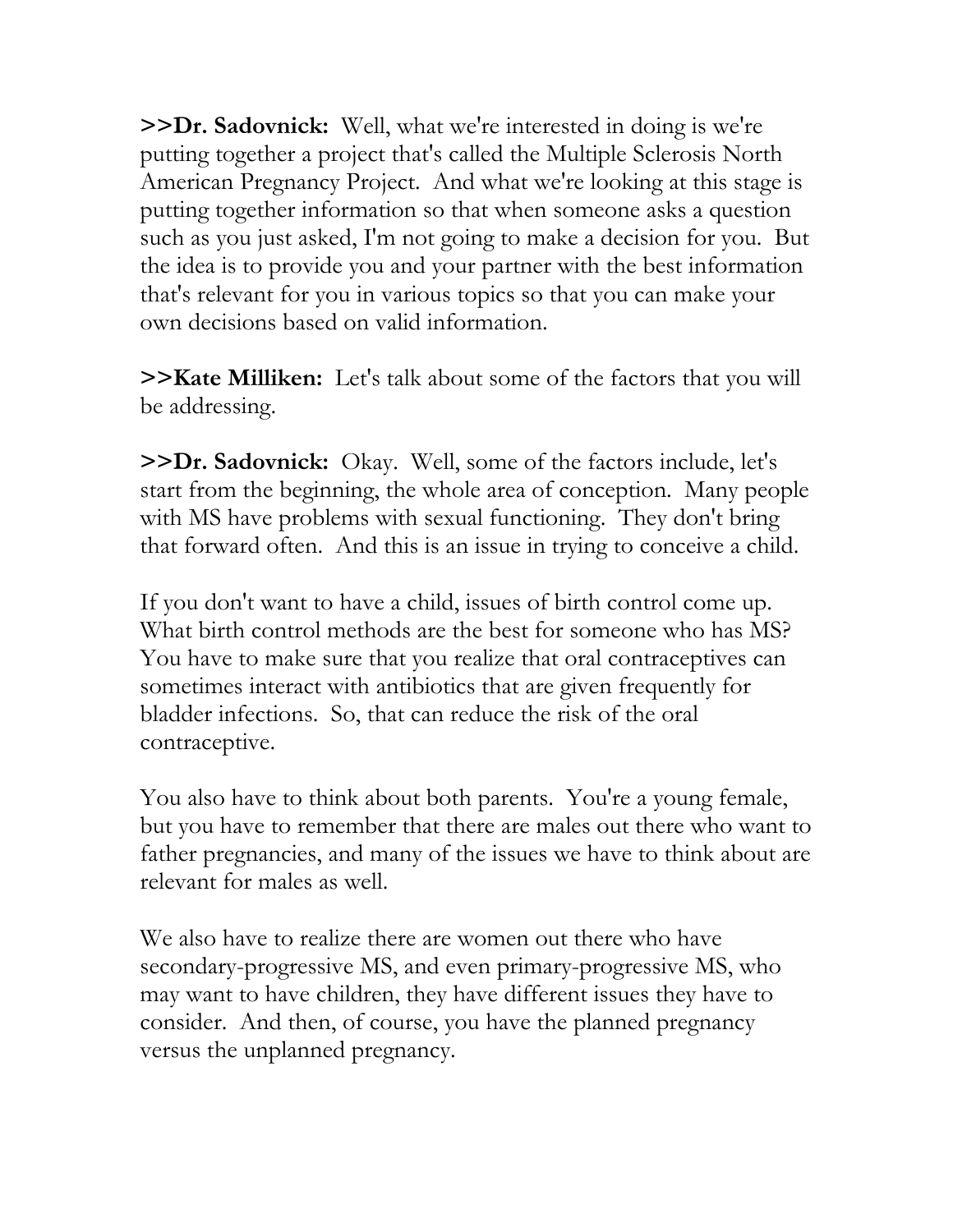**>>Dr. Sadovnick:** Well, what we're interested in doing is we're putting together a project that's called the Multiple Sclerosis North American Pregnancy Project. And what we're looking at this stage is putting together information so that when someone asks a question such as you just asked, I'm not going to make a decision for you. But the idea is to provide you and your partner with the best information that's relevant for you in various topics so that you can make your own decisions based on valid information.

**>>Kate Milliken:** Let's talk about some of the factors that you will be addressing.

**>>Dr. Sadovnick:** Okay. Well, some of the factors include, let's start from the beginning, the whole area of conception. Many people with MS have problems with sexual functioning. They don't bring that forward often. And this is an issue in trying to conceive a child.

If you don't want to have a child, issues of birth control come up. What birth control methods are the best for someone who has MS? You have to make sure that you realize that oral contraceptives can sometimes interact with antibiotics that are given frequently for bladder infections. So, that can reduce the risk of the oral contraceptive.

You also have to think about both parents. You're a young female, but you have to remember that there are males out there who want to father pregnancies, and many of the issues we have to think about are relevant for males as well.

We also have to realize there are women out there who have secondary-progressive MS, and even primary-progressive MS, who may want to have children, they have different issues they have to consider. And then, of course, you have the planned pregnancy versus the unplanned pregnancy.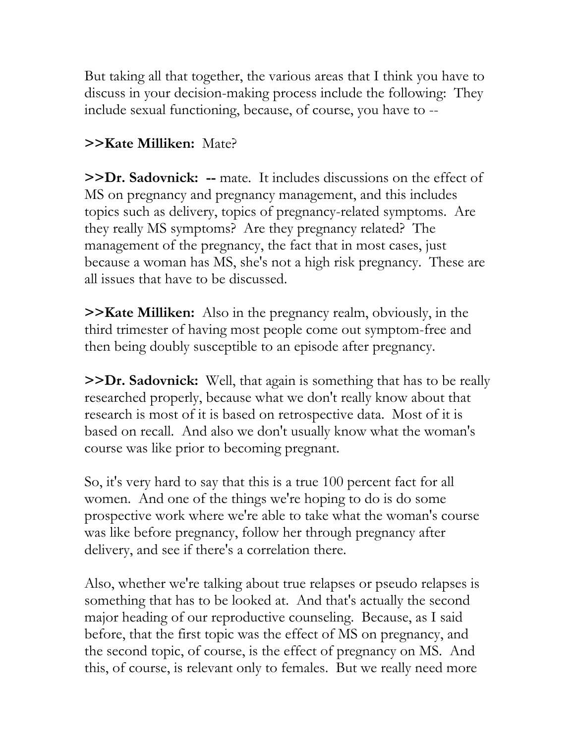But taking all that together, the various areas that I think you have to discuss in your decision-making process include the following: They include sexual functioning, because, of course, you have to --

**>>Kate Milliken:** Mate?

**>>Dr. Sadovnick: --** mate. It includes discussions on the effect of MS on pregnancy and pregnancy management, and this includes topics such as delivery, topics of pregnancy-related symptoms. Are they really MS symptoms? Are they pregnancy related? The management of the pregnancy, the fact that in most cases, just because a woman has MS, she's not a high risk pregnancy. These are all issues that have to be discussed.

**>>Kate Milliken:** Also in the pregnancy realm, obviously, in the third trimester of having most people come out symptom-free and then being doubly susceptible to an episode after pregnancy.

**>>Dr. Sadovnick:** Well, that again is something that has to be really researched properly, because what we don't really know about that research is most of it is based on retrospective data. Most of it is based on recall. And also we don't usually know what the woman's course was like prior to becoming pregnant.

So, it's very hard to say that this is a true 100 percent fact for all women. And one of the things we're hoping to do is do some prospective work where we're able to take what the woman's course was like before pregnancy, follow her through pregnancy after delivery, and see if there's a correlation there.

Also, whether we're talking about true relapses or pseudo relapses is something that has to be looked at. And that's actually the second major heading of our reproductive counseling. Because, as I said before, that the first topic was the effect of MS on pregnancy, and the second topic, of course, is the effect of pregnancy on MS. And this, of course, is relevant only to females. But we really need more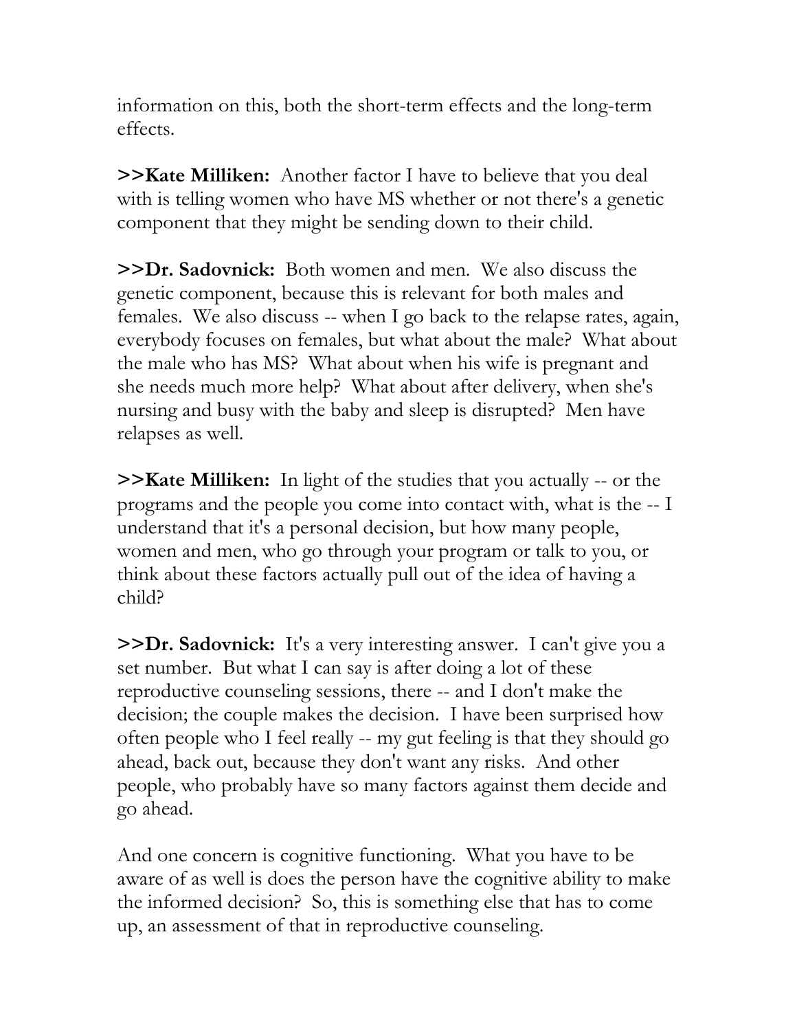information on this, both the short-term effects and the long-term effects.

**>>Kate Milliken:** Another factor I have to believe that you deal with is telling women who have MS whether or not there's a genetic component that they might be sending down to their child.

**>>Dr. Sadovnick:** Both women and men. We also discuss the genetic component, because this is relevant for both males and females. We also discuss -- when I go back to the relapse rates, again, everybody focuses on females, but what about the male? What about the male who has MS? What about when his wife is pregnant and she needs much more help? What about after delivery, when she's nursing and busy with the baby and sleep is disrupted? Men have relapses as well.

**>>Kate Milliken:** In light of the studies that you actually -- or the programs and the people you come into contact with, what is the -- I understand that it's a personal decision, but how many people, women and men, who go through your program or talk to you, or think about these factors actually pull out of the idea of having a child?

**>>Dr. Sadovnick:** It's a very interesting answer. I can't give you a set number. But what I can say is after doing a lot of these reproductive counseling sessions, there -- and I don't make the decision; the couple makes the decision. I have been surprised how often people who I feel really -- my gut feeling is that they should go ahead, back out, because they don't want any risks. And other people, who probably have so many factors against them decide and go ahead.

And one concern is cognitive functioning. What you have to be aware of as well is does the person have the cognitive ability to make the informed decision? So, this is something else that has to come up, an assessment of that in reproductive counseling.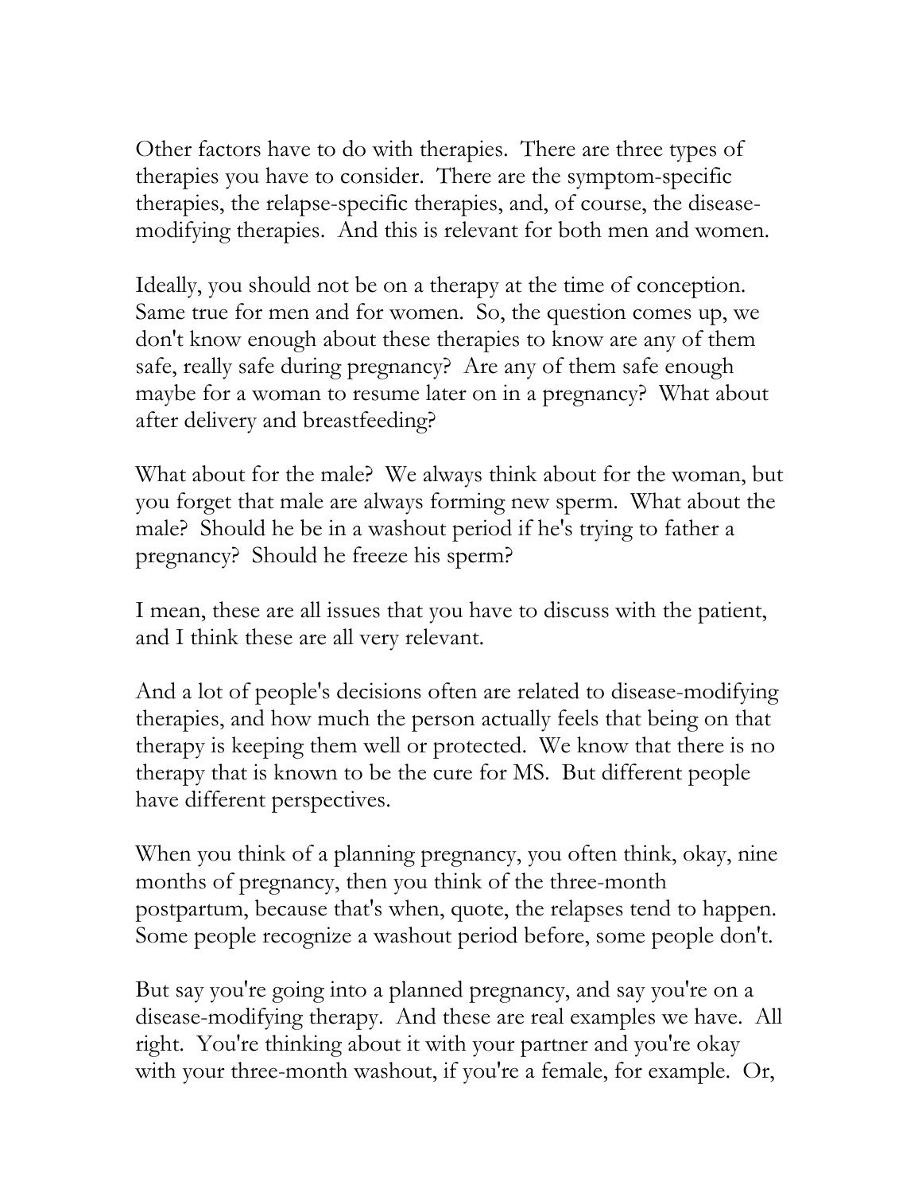Other factors have to do with therapies. There are three types of therapies you have to consider. There are the symptom-specific therapies, the relapse-specific therapies, and, of course, the disease-modifying therapies. And this is relevant for both men and women.

Ideally, you should not be on a therapy at the time of conception. Same true for men and for women. So, the question comes up, we don't know enough about these therapies to know are any of them safe, really safe during pregnancy? Are any of them safe enough maybe for a woman to resume later on in a pregnancy? What about after delivery and breastfeeding?

What about for the male? We always think about for the woman, but you forget that male are always forming new sperm. What about the male? Should he be in a washout period if he's trying to father a pregnancy? Should he freeze his sperm?

I mean, these are all issues that you have to discuss with the patient, and I think these are all very relevant.

And a lot of people's decisions often are related to disease-modifying therapies, and how much the person actually feels that being on that therapy is keeping them well or protected. We know that there is no therapy that is known to be the cure for MS. But different people have different perspectives.

When you think of a planning pregnancy, you often think, okay, nine months of pregnancy, then you think of the three-month postpartum, because that's when, quote, the relapses tend to happen. Some people recognize a washout period before, some people don't.

But say you're going into a planned pregnancy, and say you're on a disease-modifying therapy. And these are real examples we have. All right. You're thinking about it with your partner and you're okay with your three-month washout, if you're a female, for example. Or,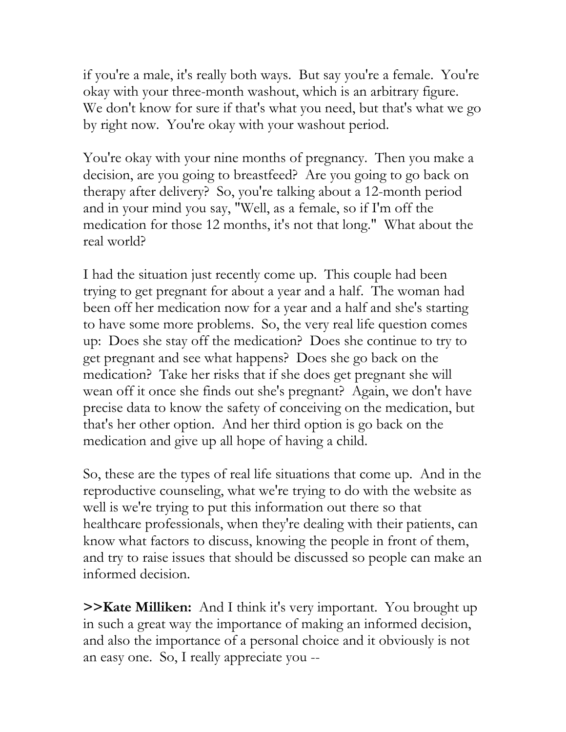if you're a male, it's really both ways. But say you're a female. You're okay with your three-month washout, which is an arbitrary figure. We don't know for sure if that's what you need, but that's what we go by right now. You're okay with your washout period.

You're okay with your nine months of pregnancy. Then you make a decision, are you going to breastfeed? Are you going to go back on therapy after delivery? So, you're talking about a 12-month period and in your mind you say, "Well, as a female, so if I'm off the medication for those 12 months, it's not that long." What about the real world?

I had the situation just recently come up. This couple had been trying to get pregnant for about a year and a half. The woman had been off her medication now for a year and a half and she's starting to have some more problems. So, the very real life question comes up: Does she stay off the medication? Does she continue to try to get pregnant and see what happens? Does she go back on the medication? Take her risks that if she does get pregnant she will wean off it once she finds out she's pregnant? Again, we don't have precise data to know the safety of conceiving on the medication, but that's her other option. And her third option is go back on the medication and give up all hope of having a child.

So, these are the types of real life situations that come up. And in the reproductive counseling, what we're trying to do with the website as well is we're trying to put this information out there so that healthcare professionals, when they're dealing with their patients, can know what factors to discuss, knowing the people in front of them, and try to raise issues that should be discussed so people can make an informed decision.

**>>Kate Milliken:** And I think it's very important. You brought up in such a great way the importance of making an informed decision, and also the importance of a personal choice and it obviously is not an easy one. So, I really appreciate you --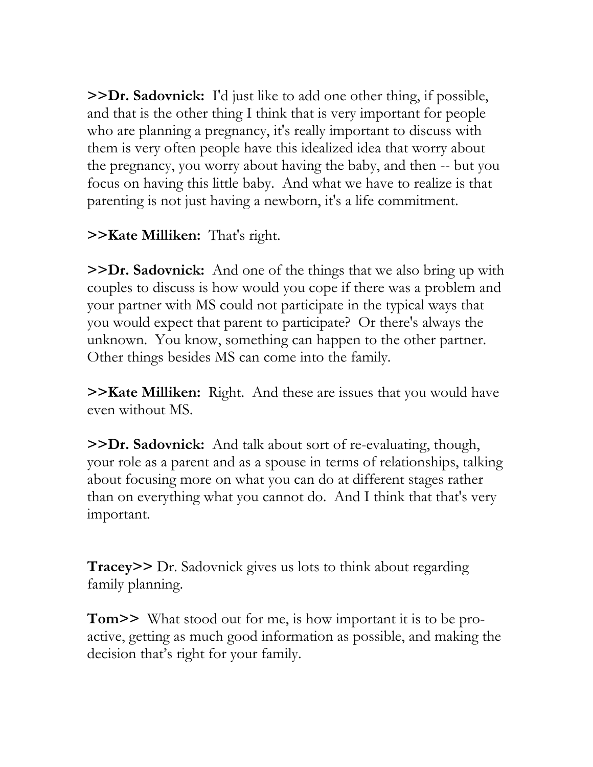**>>Dr. Sadovnick:** I'd just like to add one other thing, if possible, and that is the other thing I think that is very important for people who are planning a pregnancy, it's really important to discuss with them is very often people have this idealized idea that worry about the pregnancy, you worry about having the baby, and then -- but you focus on having this little baby. And what we have to realize is that parenting is not just having a newborn, it's a life commitment.

**>>Kate Milliken:** That's right.

**>>Dr. Sadovnick:** And one of the things that we also bring up with couples to discuss is how would you cope if there was a problem and your partner with MS could not participate in the typical ways that you would expect that parent to participate? Or there's always the unknown. You know, something can happen to the other partner. Other things besides MS can come into the family.

**>>Kate Milliken:** Right. And these are issues that you would have even without MS.

**>>Dr. Sadovnick:** And talk about sort of re-evaluating, though, your role as a parent and as a spouse in terms of relationships, talking about focusing more on what you can do at different stages rather than on everything what you cannot do. And I think that that's very important.

**Tracey>>** Dr. Sadovnick gives us lots to think about regarding family planning.

**Tom>>** What stood out for me, is how important it is to be pro-active, getting as much good information as possible, and making the decision that's right for your family.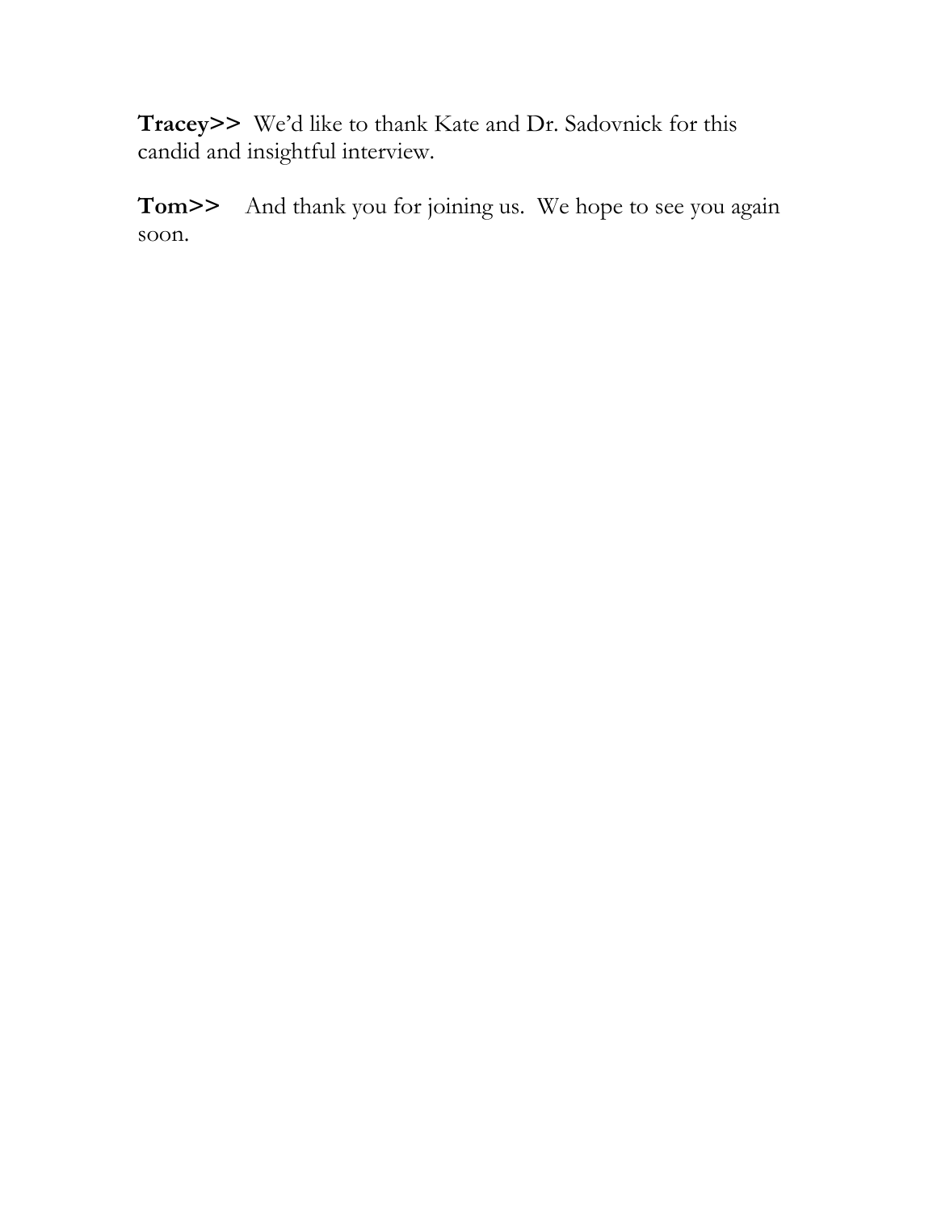**Tracey>>** We'd like to thank Kate and Dr. Sadovnick for this candid and insightful interview.

**Tom>>** And thank you for joining us. We hope to see you again soon.